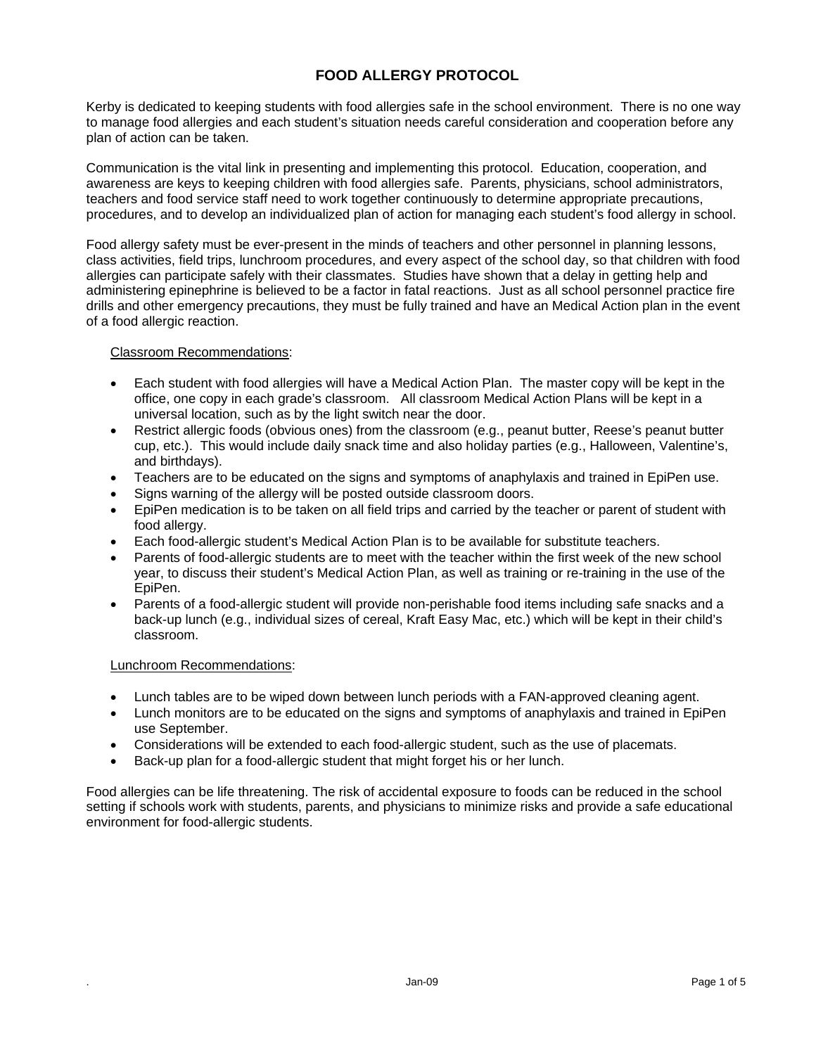# FOOD ALLERGY PROTOCOL

Kerby is dedicated to keeping students with food allergies safe in the school environment. There is no one way to manage food allergies and each student's situation needs careful consideration and cooperation before any plan of action can be taken.

Communication is the vital link in presenting and implementing this protocol. Education, cooperation, and awareness are keys to keeping children with food allergies safe. Parents, physicians, school administrators, teachers and food service staff need to work together continuously to determine appropriate precautions, procedures, and to develop an individualized plan of action for managing each student's food allergy in school.

Food allergy safety must be ever-present in the minds of teachers and other personnel in planning lessons, class activities, field trips, lunchroom procedures, and every aspect of the school day, so that children with food allergies can participate safely with their classmates. Studies have shown that a delay in getting help and administering epinephrine is believed to be a factor in fatal reactions. Just as all school personnel practice fire drills and other emergency precautions, they must be fully trained and have an Medical Action plan in the event of a food allergic reaction.

Classroom Recommendations:

- Each student with food allergies will have a Medical Action Plan. The master copy will be kept in the office, one copy in each grade's classroom. All classroom Medical Action Plans will be kept in a universal location, such as by the light switch near the door.
- Restrict allergic foods (obvious ones) from the classroom (e.g., peanut butter, Reese's peanut butter cup, etc.). This would include daily snack time and also holiday parties (e.g., Halloween, Valentine's, and birthdays).
- Teachers are to be educated on the signs and symptoms of anaphylaxis and trained in EpiPen use.
- Signs warning of the allergy will be posted outside classroom doors.
- EpiPen medication is to be taken on all field trips and carried by the teacher or parent of student with food allergy.
- Each food-allergic student's Medical Action Plan is to be available for substitute teachers.
- Parents of food-allergic students are to meet with the teacher within the first week of the new school year, to discuss their student's Medical Action Plan, as well as training or re-training in the use of the EpiPen.
- Parents of a food-allergic student will provide non-perishable food items including safe snacks and a back-up lunch (e.g., individual sizes of cereal, Kraft Easy Mac, etc.) which will be kept in their child's classroom.

Lunchroom Recommendations:

- Lunch tables are to be wiped down between lunch periods with a FAN-approved cleaning agent.
- Lunch monitors are to be educated on the signs and symptoms of anaphylaxis and trained in EpiPen use September.
- Considerations will be extended to each food-allergic student, such as the use of placemats.
- Back-up plan for a food-allergic student that might forget his or her lunch.

Food allergies can be life threatening. The risk of accidental exposure to foods can be reduced in the school setting if schools work with students, parents, and physicians to minimize risks and provide a safe educational environment for food-allergic students.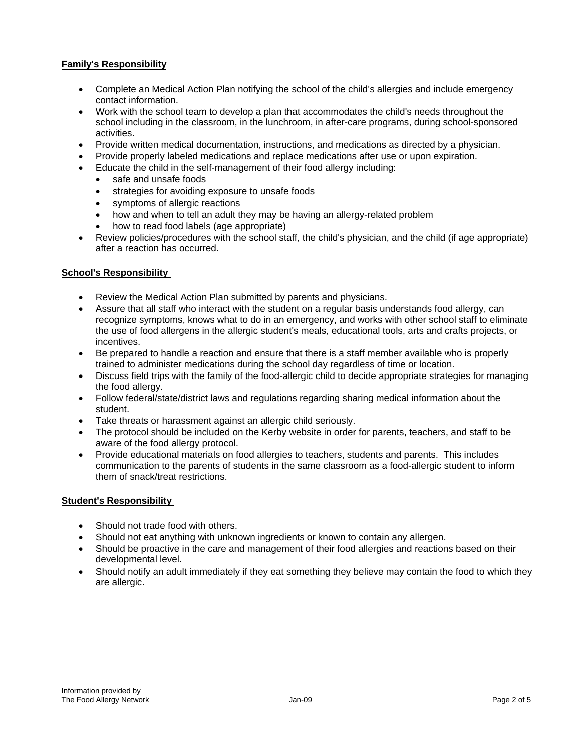**Family's Responsibility**

- Complete an Medical Action Plan notifying the school of the child's allergies and include emergency contact information.
- Work with the school team to develop a plan that accommodates the child's needs throughout the school including in the classroom, in the lunchroom, in after-care programs, during school-sponsored activities.
- Provide written medical documentation, instructions, and medications as directed by a physician.
- Provide properly labeled medications and replace medications after use or upon expiration.
- Educate the child in the self-management of their food allergy including:
  - safe and unsafe foods
  - strategies for avoiding exposure to unsafe foods
  - symptoms of allergic reactions
  - how and when to tell an adult they may be having an allergy-related problem
  - how to read food labels (age appropriate)
- Review policies/procedures with the school staff, the child's physician, and the child (if age appropriate) after a reaction has occurred.

**School's Responsibility**

- Review the Medical Action Plan submitted by parents and physicians.
- Assure that all staff who interact with the student on a regular basis understands food allergy, can recognize symptoms, knows what to do in an emergency, and works with other school staff to eliminate the use of food allergens in the allergic student's meals, educational tools, arts and crafts projects, or incentives.
- Be prepared to handle a reaction and ensure that there is a staff member available who is properly trained to administer medications during the school day regardless of time or location.
- Discuss field trips with the family of the food-allergic child to decide appropriate strategies for managing the food allergy.
- Follow federal/state/district laws and regulations regarding sharing medical information about the student.
- Take threats or harassment against an allergic child seriously.
- The protocol should be included on the Kerby website in order for parents, teachers, and staff to be aware of the food allergy protocol.
- Provide educational materials on food allergies to teachers, students and parents. This includes communication to the parents of students in the same classroom as a food-allergic student to inform them of snack/treat restrictions.

**Student's Responsibility**

- Should not trade food with others.
- Should not eat anything with unknown ingredients or known to contain any allergen.
- Should be proactive in the care and management of their food allergies and reactions based on their developmental level.
- Should notify an adult immediately if they eat something they believe may contain the food to which they are allergic.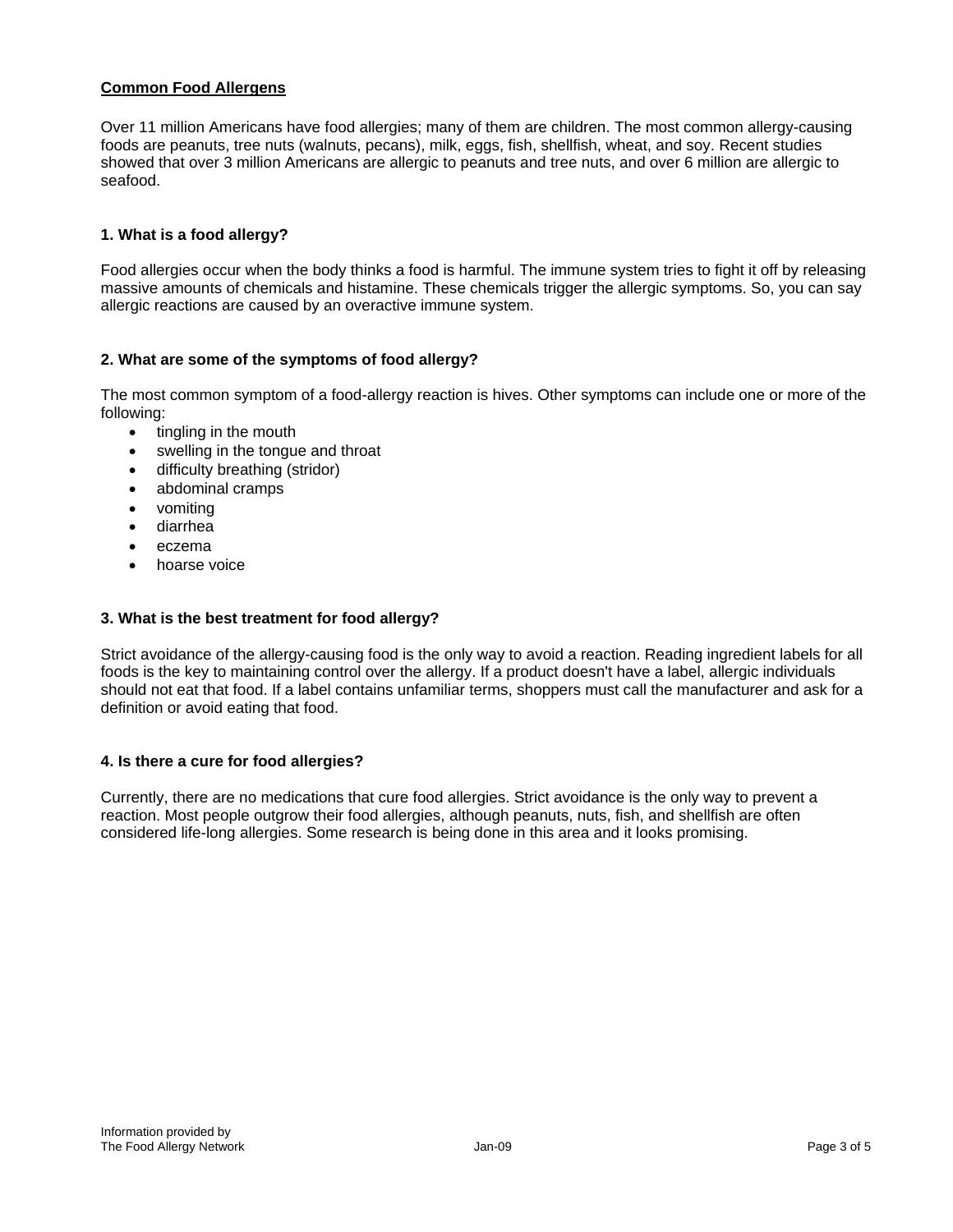**Common Food Allergens**

Over 11 million Americans have food allergies; many of them are children. The most common allergy-causing foods are peanuts, tree nuts (walnuts, pecans), milk, eggs, fish, shellfish, wheat, and soy. Recent studies showed that over 3 million Americans are allergic to peanuts and tree nuts, and over 6 million are allergic to seafood.

### 1. What is a food allergy?

Food allergies occur when the body thinks a food is harmful. The immune system tries to fight it off by releasing massive amounts of chemicals and histamine. These chemicals trigger the allergic symptoms. So, you can say allergic reactions are caused by an overactive immune system.

### 2. What are some of the symptoms of food allergy?

The most common symptom of a food-allergy reaction is hives. Other symptoms can include one or more of the following:

- tingling in the mouth
- swelling in the tongue and throat
- difficulty breathing (stridor)
- abdominal cramps
- vomiting
- diarrhea
- eczema
- hoarse voice

### 3. What is the best treatment for food allergy?

Strict avoidance of the allergy-causing food is the only way to avoid a reaction. Reading ingredient labels for all foods is the key to maintaining control over the allergy. If a product doesn't have a label, allergic individuals should not eat that food. If a label contains unfamiliar terms, shoppers must call the manufacturer and ask for a definition or avoid eating that food.

### 4. Is there a cure for food allergies?

Currently, there are no medications that cure food allergies. Strict avoidance is the only way to prevent a reaction. Most people outgrow their food allergies, although peanuts, nuts, fish, and shellfish are often considered life-long allergies. Some research is being done in this area and it looks promising.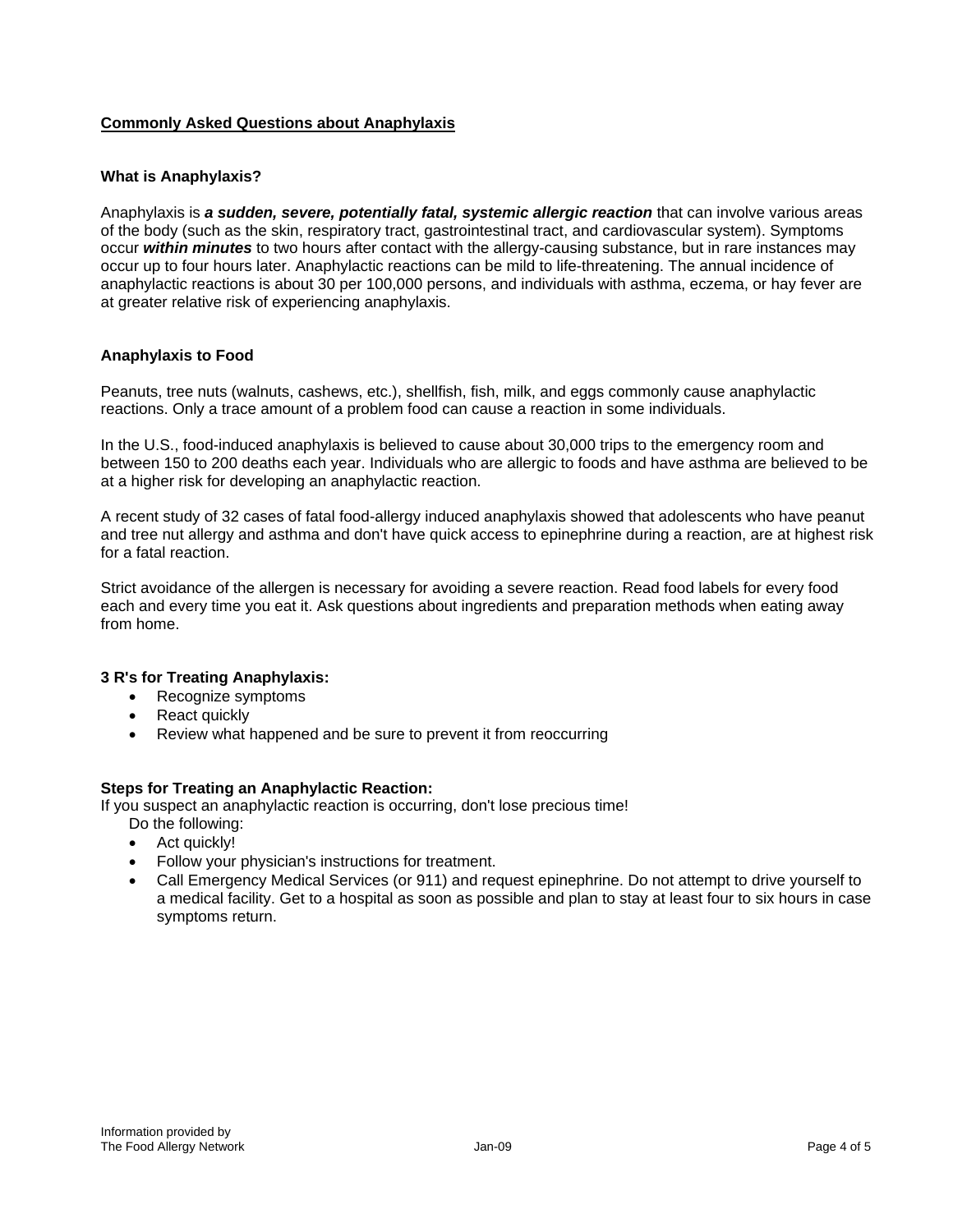## Commonly Asked Questions about Anaphylaxis

### What is Anaphylaxis?

Anaphylaxis is ***a sudden, severe, potentially fatal, systemic allergic reaction*** that can involve various areas of the body (such as the skin, respiratory tract, gastrointestinal tract, and cardiovascular system). Symptoms occur ***within minutes*** to two hours after contact with the allergy-causing substance, but in rare instances may occur up to four hours later. Anaphylactic reactions can be mild to life-threatening. The annual incidence of anaphylactic reactions is about 30 per 100,000 persons, and individuals with asthma, eczema, or hay fever are at greater relative risk of experiencing anaphylaxis.

### Anaphylaxis to Food

Peanuts, tree nuts (walnuts, cashews, etc.), shellfish, fish, milk, and eggs commonly cause anaphylactic reactions. Only a trace amount of a problem food can cause a reaction in some individuals.

In the U.S., food-induced anaphylaxis is believed to cause about 30,000 trips to the emergency room and between 150 to 200 deaths each year. Individuals who are allergic to foods and have asthma are believed to be at a higher risk for developing an anaphylactic reaction.

A recent study of 32 cases of fatal food-allergy induced anaphylaxis showed that adolescents who have peanut and tree nut allergy and asthma and don't have quick access to epinephrine during a reaction, are at highest risk for a fatal reaction.

Strict avoidance of the allergen is necessary for avoiding a severe reaction. Read food labels for every food each and every time you eat it. Ask questions about ingredients and preparation methods when eating away from home.

### 3 R's for Treating Anaphylaxis:

- Recognize symptoms
- React quickly
- Review what happened and be sure to prevent it from reoccurring

### Steps for Treating an Anaphylactic Reaction:

If you suspect an anaphylactic reaction is occurring, don't lose precious time!

Do the following:

- Act quickly!
- Follow your physician's instructions for treatment.
- Call Emergency Medical Services (or 911) and request epinephrine. Do not attempt to drive yourself to a medical facility. Get to a hospital as soon as possible and plan to stay at least four to six hours in case symptoms return.

Information provided by
The Food Allergy Network Jan-09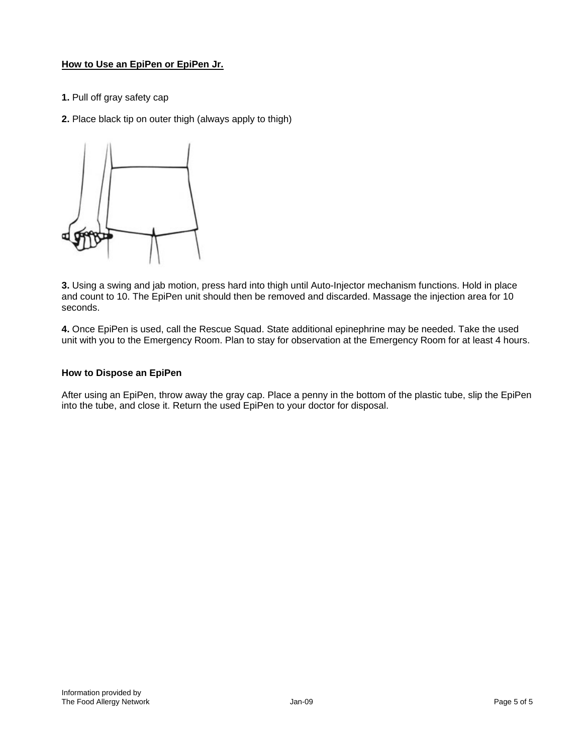**How to Use an EpiPen or EpiPen Jr.**

**1.** Pull off gray safety cap

**2.** Place black tip on outer thigh (always apply to thigh)

**3.** Using a swing and jab motion, press hard into thigh until Auto-Injector mechanism functions. Hold in place and count to 10. The EpiPen unit should then be removed and discarded. Massage the injection area for 10 seconds.

**4.** Once EpiPen is used, call the Rescue Squad. State additional epinephrine may be needed. Take the used unit with you to the Emergency Room. Plan to stay for observation at the Emergency Room for at least 4 hours.

**How to Dispose an EpiPen**

After using an EpiPen, throw away the gray cap. Place a penny in the bottom of the plastic tube, slip the EpiPen into the tube, and close it. Return the used EpiPen to your doctor for disposal.